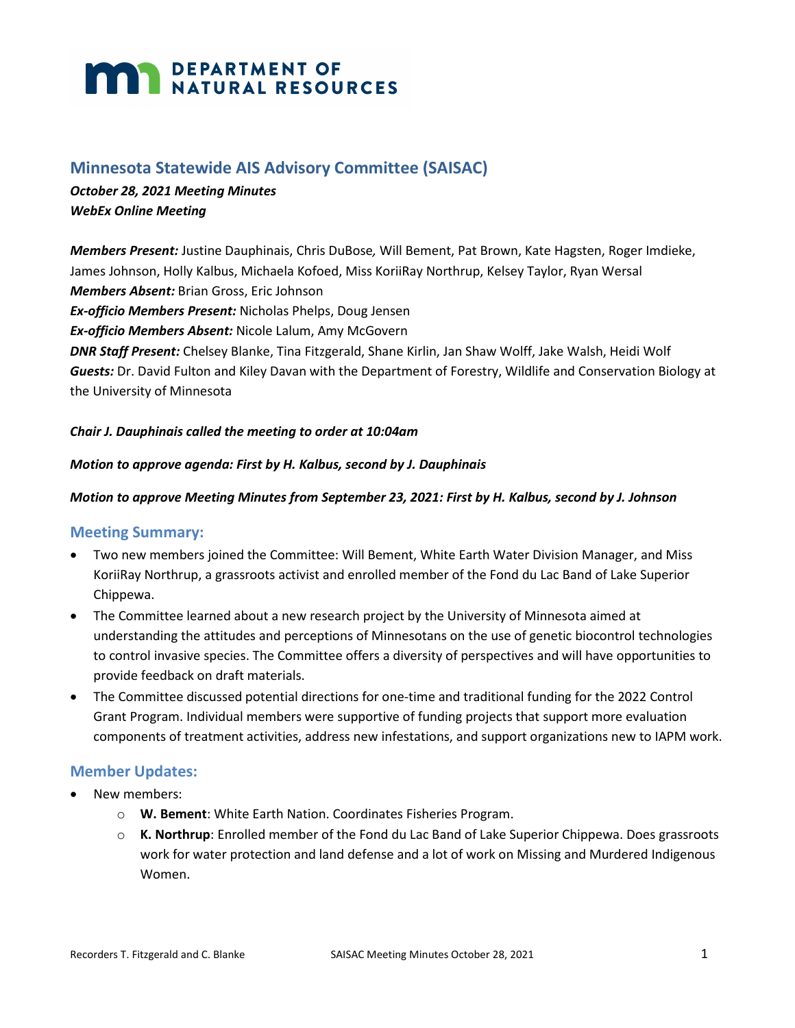# Minnesota Statewide AIS Advisory Committee (SAISAC)

***October 28, 2021 Meeting Minutes***
***WebEx Online Meeting***

***Members Present:*** Justine Dauphinais, Chris DuBose, Will Bement, Pat Brown, Kate Hagsten, Roger Imdieke, James Johnson, Holly Kalbus, Michaela Kofoed, Miss KoriiRay Northrup, Kelsey Taylor, Ryan Wersal
***Members Absent:*** Brian Gross, Eric Johnson
***Ex-officio Members Present:*** Nicholas Phelps, Doug Jensen
***Ex-officio Members Absent:*** Nicole Lalum, Amy McGovern
***DNR Staff Present:*** Chelsey Blanke, Tina Fitzgerald, Shane Kirlin, Jan Shaw Wolff, Jake Walsh, Heidi Wolf
***Guests:*** Dr. David Fulton and Kiley Davan with the Department of Forestry, Wildlife and Conservation Biology at the University of Minnesota

***Chair J. Dauphinais called the meeting to order at 10:04am***

***Motion to approve agenda: First by H. Kalbus, second by J. Dauphinais***

***Motion to approve Meeting Minutes from September 23, 2021: First by H. Kalbus, second by J. Johnson***

## Meeting Summary:

- Two new members joined the Committee: Will Bement, White Earth Water Division Manager, and Miss KoriiRay Northrup, a grassroots activist and enrolled member of the Fond du Lac Band of Lake Superior Chippewa.
- The Committee learned about a new research project by the University of Minnesota aimed at understanding the attitudes and perceptions of Minnesotans on the use of genetic biocontrol technologies to control invasive species. The Committee offers a diversity of perspectives and will have opportunities to provide feedback on draft materials.
- The Committee discussed potential directions for one-time and traditional funding for the 2022 Control Grant Program. Individual members were supportive of funding projects that support more evaluation components of treatment activities, address new infestations, and support organizations new to IAPM work.

## Member Updates:

- New members:
  - **W. Bement**: White Earth Nation. Coordinates Fisheries Program.
  - **K. Northrup**: Enrolled member of the Fond du Lac Band of Lake Superior Chippewa. Does grassroots work for water protection and land defense and a lot of work on Missing and Murdered Indigenous Women.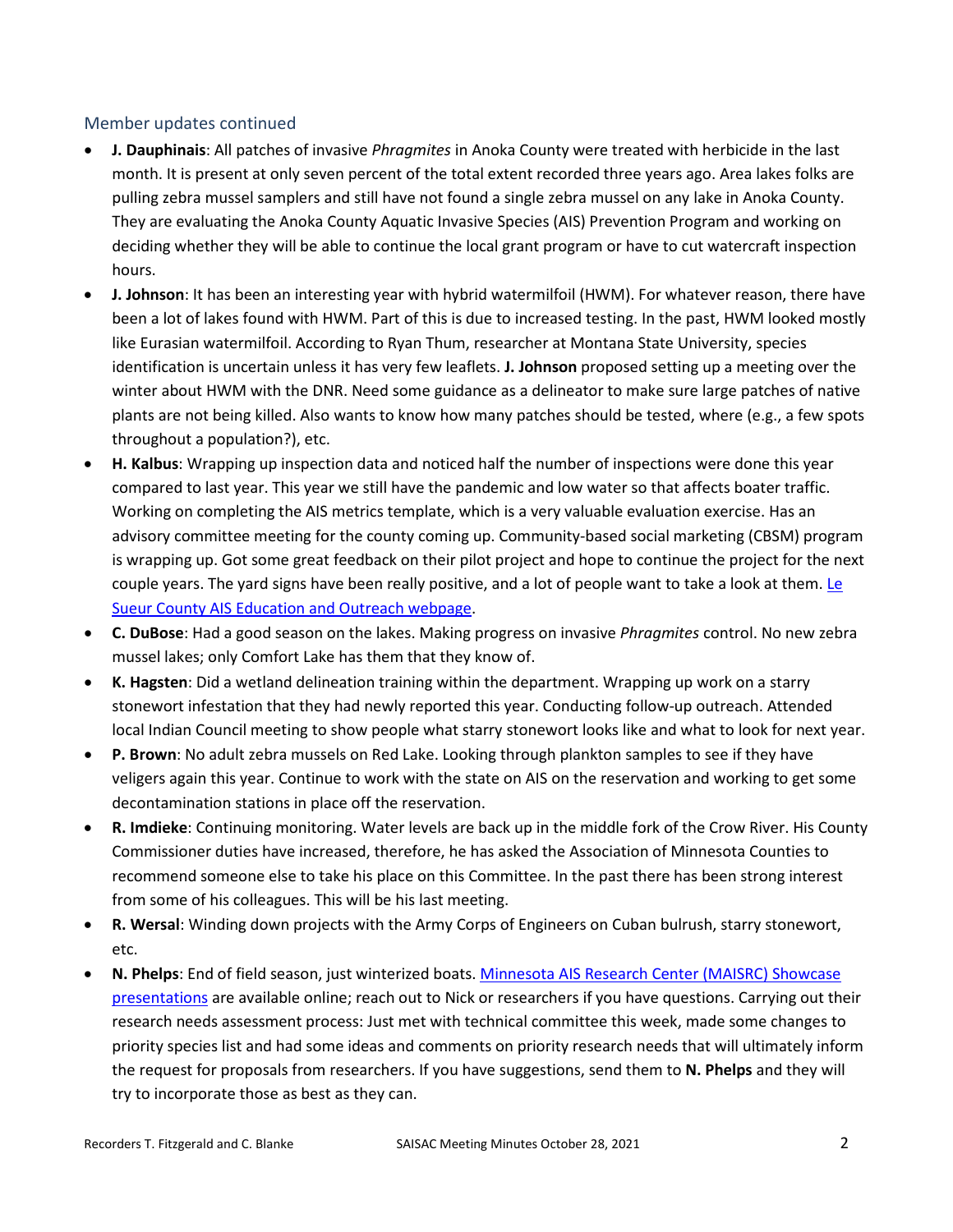## Member updates continued

- **J. Dauphinais**: All patches of invasive *Phragmites* in Anoka County were treated with herbicide in the last month. It is present at only seven percent of the total extent recorded three years ago. Area lakes folks are pulling zebra mussel samplers and still have not found a single zebra mussel on any lake in Anoka County. They are evaluating the Anoka County Aquatic Invasive Species (AIS) Prevention Program and working on deciding whether they will be able to continue the local grant program or have to cut watercraft inspection hours.
- **J. Johnson**: It has been an interesting year with hybrid watermilfoil (HWM). For whatever reason, there have been a lot of lakes found with HWM. Part of this is due to increased testing. In the past, HWM looked mostly like Eurasian watermilfoil. According to Ryan Thum, researcher at Montana State University, species identification is uncertain unless it has very few leaflets. **J. Johnson** proposed setting up a meeting over the winter about HWM with the DNR. Need some guidance as a delineator to make sure large patches of native plants are not being killed. Also wants to know how many patches should be tested, where (e.g., a few spots throughout a population?), etc.
- **H. Kalbus**: Wrapping up inspection data and noticed half the number of inspections were done this year compared to last year. This year we still have the pandemic and low water so that affects boater traffic. Working on completing the AIS metrics template, which is a very valuable evaluation exercise. Has an advisory committee meeting for the county coming up. Community-based social marketing (CBSM) program is wrapping up. Got some great feedback on their pilot project and hope to continue the project for the next couple years. The yard signs have been really positive, and a lot of people want to take a look at them. [Le Sueur County AIS Education and Outreach webpage].
- **C. DuBose**: Had a good season on the lakes. Making progress on invasive *Phragmites* control. No new zebra mussel lakes; only Comfort Lake has them that they know of.
- **K. Hagsten**: Did a wetland delineation training within the department. Wrapping up work on a starry stonewort infestation that they had newly reported this year. Conducting follow-up outreach. Attended local Indian Council meeting to show people what starry stonewort looks like and what to look for next year.
- **P. Brown**: No adult zebra mussels on Red Lake. Looking through plankton samples to see if they have veligers again this year. Continue to work with the state on AIS on the reservation and working to get some decontamination stations in place off the reservation.
- **R. Imdieke**: Continuing monitoring. Water levels are back up in the middle fork of the Crow River. His County Commissioner duties have increased, therefore, he has asked the Association of Minnesota Counties to recommend someone else to take his place on this Committee. In the past there has been strong interest from some of his colleagues. This will be his last meeting.
- **R. Wersal**: Winding down projects with the Army Corps of Engineers on Cuban bulrush, starry stonewort, etc.
- **N. Phelps**: End of field season, just winterized boats. [Minnesota AIS Research Center (MAISRC) Showcase presentations] are available online; reach out to Nick or researchers if you have questions. Carrying out their research needs assessment process: Just met with technical committee this week, made some changes to priority species list and had some ideas and comments on priority research needs that will ultimately inform the request for proposals from researchers. If you have suggestions, send them to **N. Phelps** and they will try to incorporate those as best as they can.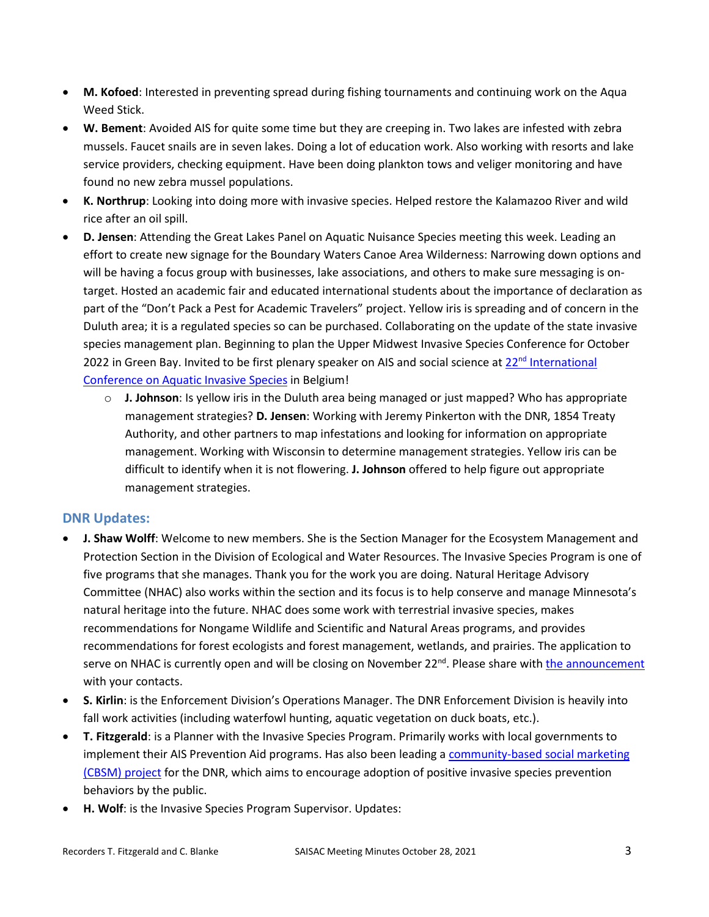- **M. Kofoed**: Interested in preventing spread during fishing tournaments and continuing work on the Aqua Weed Stick.
- **W. Bement**: Avoided AIS for quite some time but they are creeping in. Two lakes are infested with zebra mussels. Faucet snails are in seven lakes. Doing a lot of education work. Also working with resorts and lake service providers, checking equipment. Have been doing plankton tows and veliger monitoring and have found no new zebra mussel populations.
- **K. Northrup**: Looking into doing more with invasive species. Helped restore the Kalamazoo River and wild rice after an oil spill.
- **D. Jensen**: Attending the Great Lakes Panel on Aquatic Nuisance Species meeting this week. Leading an effort to create new signage for the Boundary Waters Canoe Area Wilderness: Narrowing down options and will be having a focus group with businesses, lake associations, and others to make sure messaging is on-target. Hosted an academic fair and educated international students about the importance of declaration as part of the "Don't Pack a Pest for Academic Travelers" project. Yellow iris is spreading and of concern in the Duluth area; it is a regulated species so can be purchased. Collaborating on the update of the state invasive species management plan. Beginning to plan the Upper Midwest Invasive Species Conference for October 2022 in Green Bay. Invited to be first plenary speaker on AIS and social science at [22nd International Conference on Aquatic Invasive Species] in Belgium!
  - **J. Johnson**: Is yellow iris in the Duluth area being managed or just mapped? Who has appropriate management strategies? **D. Jensen**: Working with Jeremy Pinkerton with the DNR, 1854 Treaty Authority, and other partners to map infestations and looking for information on appropriate management. Working with Wisconsin to determine management strategies. Yellow iris can be difficult to identify when it is not flowering. **J. Johnson** offered to help figure out appropriate management strategies.

## DNR Updates:

- **J. Shaw Wolff**: Welcome to new members. She is the Section Manager for the Ecosystem Management and Protection Section in the Division of Ecological and Water Resources. The Invasive Species Program is one of five programs that she manages. Thank you for the work you are doing. Natural Heritage Advisory Committee (NHAC) also works within the section and its focus is to help conserve and manage Minnesota's natural heritage into the future. NHAC does some work with terrestrial invasive species, makes recommendations for Nongame Wildlife and Scientific and Natural Areas programs, and provides recommendations for forest ecologists and forest management, wetlands, and prairies. The application to serve on NHAC is currently open and will be closing on November 22nd. Please share with [the announcement] with your contacts.
- **S. Kirlin**: is the Enforcement Division's Operations Manager. The DNR Enforcement Division is heavily into fall work activities (including waterfowl hunting, aquatic vegetation on duck boats, etc.).
- **T. Fitzgerald**: is a Planner with the Invasive Species Program. Primarily works with local governments to implement their AIS Prevention Aid programs. Has also been leading a [community-based social marketing (CBSM) project] for the DNR, which aims to encourage adoption of positive invasive species prevention behaviors by the public.
- **H. Wolf**: is the Invasive Species Program Supervisor. Updates: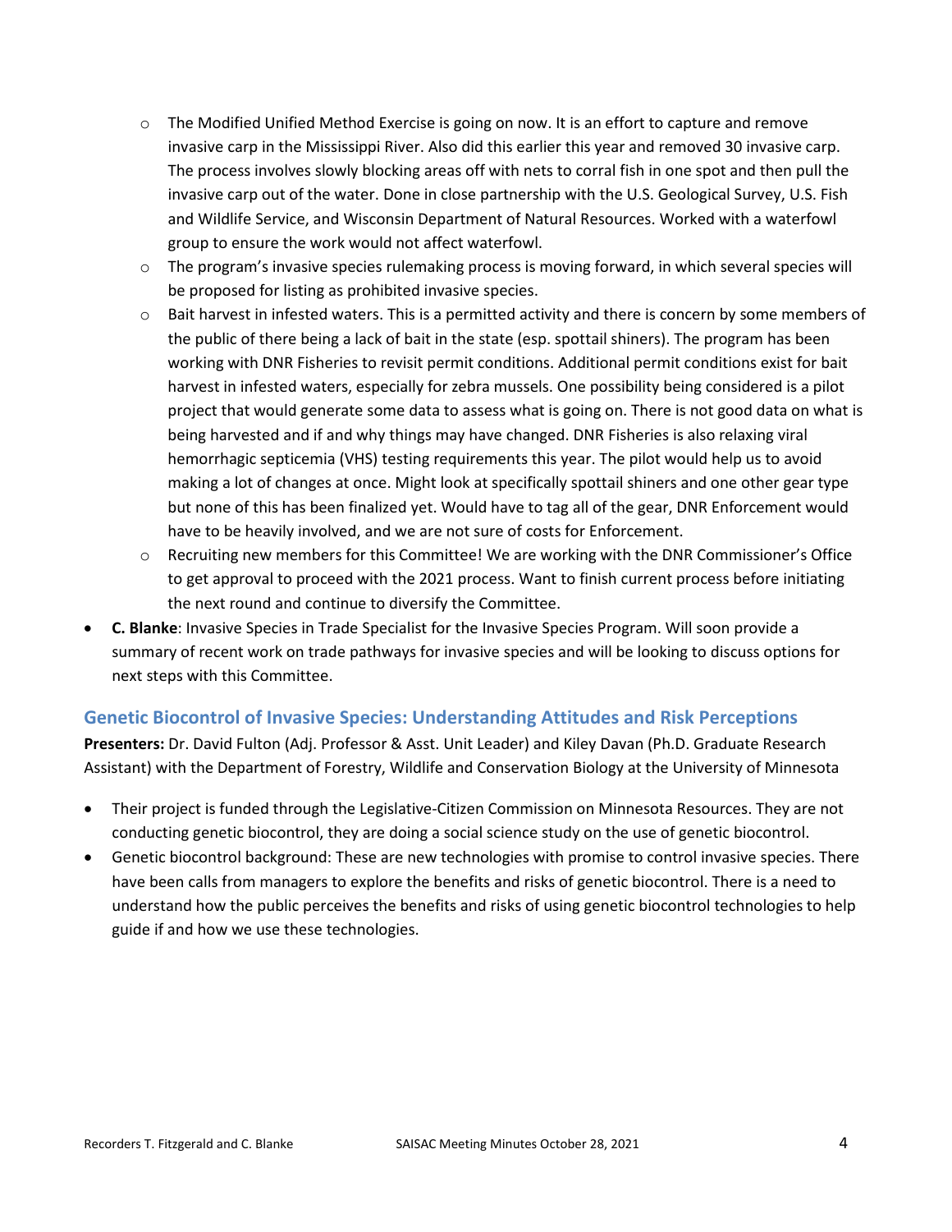- The Modified Unified Method Exercise is going on now. It is an effort to capture and remove invasive carp in the Mississippi River. Also did this earlier this year and removed 30 invasive carp. The process involves slowly blocking areas off with nets to corral fish in one spot and then pull the invasive carp out of the water. Done in close partnership with the U.S. Geological Survey, U.S. Fish and Wildlife Service, and Wisconsin Department of Natural Resources. Worked with a waterfowl group to ensure the work would not affect waterfowl.
  - The program's invasive species rulemaking process is moving forward, in which several species will be proposed for listing as prohibited invasive species.
  - Bait harvest in infested waters. This is a permitted activity and there is concern by some members of the public of there being a lack of bait in the state (esp. spottail shiners). The program has been working with DNR Fisheries to revisit permit conditions. Additional permit conditions exist for bait harvest in infested waters, especially for zebra mussels. One possibility being considered is a pilot project that would generate some data to assess what is going on. There is not good data on what is being harvested and if and why things may have changed. DNR Fisheries is also relaxing viral hemorrhagic septicemia (VHS) testing requirements this year. The pilot would help us to avoid making a lot of changes at once. Might look at specifically spottail shiners and one other gear type but none of this has been finalized yet. Would have to tag all of the gear, DNR Enforcement would have to be heavily involved, and we are not sure of costs for Enforcement.
  - Recruiting new members for this Committee! We are working with the DNR Commissioner's Office to get approval to proceed with the 2021 process. Want to finish current process before initiating the next round and continue to diversify the Committee.
- **C. Blanke**: Invasive Species in Trade Specialist for the Invasive Species Program. Will soon provide a summary of recent work on trade pathways for invasive species and will be looking to discuss options for next steps with this Committee.

## Genetic Biocontrol of Invasive Species: Understanding Attitudes and Risk Perceptions

**Presenters:** Dr. David Fulton (Adj. Professor & Asst. Unit Leader) and Kiley Davan (Ph.D. Graduate Research Assistant) with the Department of Forestry, Wildlife and Conservation Biology at the University of Minnesota

- Their project is funded through the Legislative-Citizen Commission on Minnesota Resources. They are not conducting genetic biocontrol, they are doing a social science study on the use of genetic biocontrol.
- Genetic biocontrol background: These are new technologies with promise to control invasive species. There have been calls from managers to explore the benefits and risks of genetic biocontrol. There is a need to understand how the public perceives the benefits and risks of using genetic biocontrol technologies to help guide if and how we use these technologies.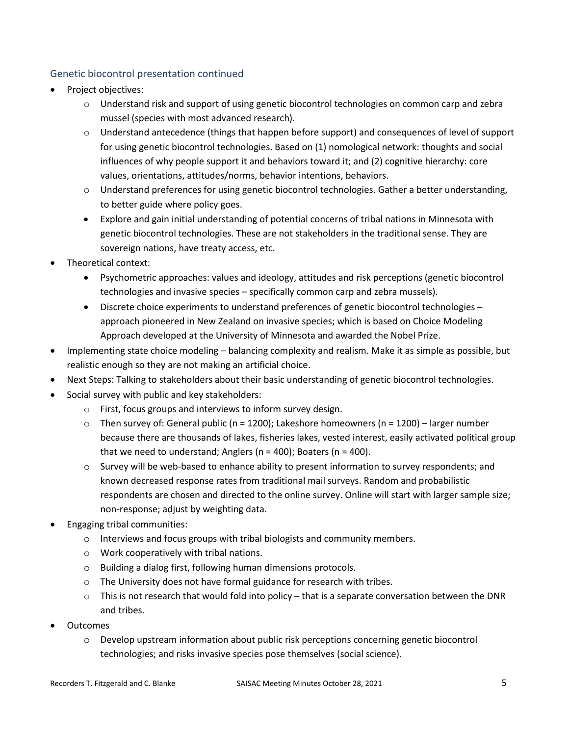## Genetic biocontrol presentation continued

- Project objectives:
  - Understand risk and support of using genetic biocontrol technologies on common carp and zebra mussel (species with most advanced research).
  - Understand antecedence (things that happen before support) and consequences of level of support for using genetic biocontrol technologies. Based on (1) nomological network: thoughts and social influences of why people support it and behaviors toward it; and (2) cognitive hierarchy: core values, orientations, attitudes/norms, behavior intentions, behaviors.
  - Understand preferences for using genetic biocontrol technologies. Gather a better understanding, to better guide where policy goes.
  - Explore and gain initial understanding of potential concerns of tribal nations in Minnesota with genetic biocontrol technologies. These are not stakeholders in the traditional sense. They are sovereign nations, have treaty access, etc.
- Theoretical context:
  - Psychometric approaches: values and ideology, attitudes and risk perceptions (genetic biocontrol technologies and invasive species – specifically common carp and zebra mussels).
  - Discrete choice experiments to understand preferences of genetic biocontrol technologies – approach pioneered in New Zealand on invasive species; which is based on Choice Modeling Approach developed at the University of Minnesota and awarded the Nobel Prize.
- Implementing state choice modeling – balancing complexity and realism. Make it as simple as possible, but realistic enough so they are not making an artificial choice.
- Next Steps: Talking to stakeholders about their basic understanding of genetic biocontrol technologies.
- Social survey with public and key stakeholders:
  - First, focus groups and interviews to inform survey design.
  - Then survey of: General public (n = 1200); Lakeshore homeowners (n = 1200) – larger number because there are thousands of lakes, fisheries lakes, vested interest, easily activated political group that we need to understand; Anglers (n = 400); Boaters (n = 400).
  - Survey will be web-based to enhance ability to present information to survey respondents; and known decreased response rates from traditional mail surveys. Random and probabilistic respondents are chosen and directed to the online survey. Online will start with larger sample size; non-response; adjust by weighting data.
- Engaging tribal communities:
  - Interviews and focus groups with tribal biologists and community members.
  - Work cooperatively with tribal nations.
  - Building a dialog first, following human dimensions protocols.
  - The University does not have formal guidance for research with tribes.
  - This is not research that would fold into policy – that is a separate conversation between the DNR and tribes.
- Outcomes
  - Develop upstream information about public risk perceptions concerning genetic biocontrol technologies; and risks invasive species pose themselves (social science).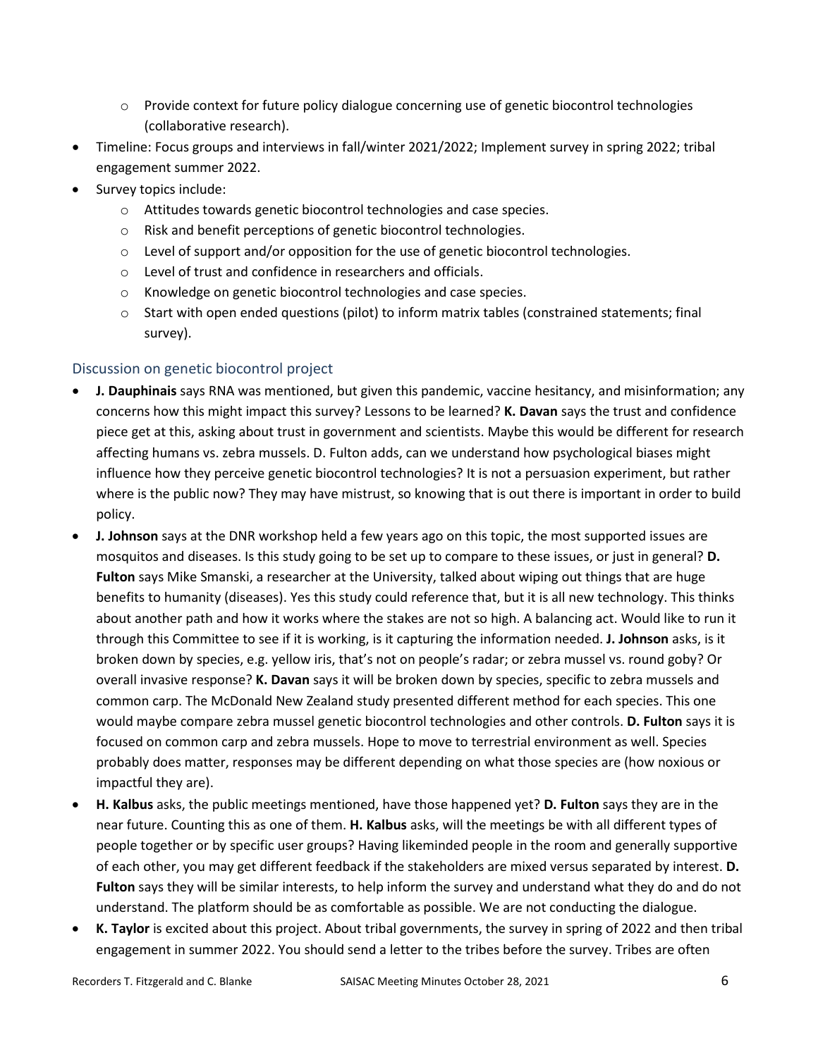- Provide context for future policy dialogue concerning use of genetic biocontrol technologies (collaborative research).
- Timeline: Focus groups and interviews in fall/winter 2021/2022; Implement survey in spring 2022; tribal engagement summer 2022.
- Survey topics include:
   - Attitudes towards genetic biocontrol technologies and case species.
   - Risk and benefit perceptions of genetic biocontrol technologies.
   - Level of support and/or opposition for the use of genetic biocontrol technologies.
   - Level of trust and confidence in researchers and officials.
   - Knowledge on genetic biocontrol technologies and case species.
   - Start with open ended questions (pilot) to inform matrix tables (constrained statements; final survey).

## Discussion on genetic biocontrol project

- **J. Dauphinais** says RNA was mentioned, but given this pandemic, vaccine hesitancy, and misinformation; any concerns how this might impact this survey? Lessons to be learned? **K. Davan** says the trust and confidence piece get at this, asking about trust in government and scientists. Maybe this would be different for research affecting humans vs. zebra mussels. D. Fulton adds, can we understand how psychological biases might influence how they perceive genetic biocontrol technologies? It is not a persuasion experiment, but rather where is the public now? They may have mistrust, so knowing that is out there is important in order to build policy.
- **J. Johnson** says at the DNR workshop held a few years ago on this topic, the most supported issues are mosquitos and diseases. Is this study going to be set up to compare to these issues, or just in general? **D. Fulton** says Mike Smanski, a researcher at the University, talked about wiping out things that are huge benefits to humanity (diseases). Yes this study could reference that, but it is all new technology. This thinks about another path and how it works where the stakes are not so high. A balancing act. Would like to run it through this Committee to see if it is working, is it capturing the information needed. **J. Johnson** asks, is it broken down by species, e.g. yellow iris, that's not on people's radar; or zebra mussel vs. round goby? Or overall invasive response? **K. Davan** says it will be broken down by species, specific to zebra mussels and common carp. The McDonald New Zealand study presented different method for each species. This one would maybe compare zebra mussel genetic biocontrol technologies and other controls. **D. Fulton** says it is focused on common carp and zebra mussels. Hope to move to terrestrial environment as well. Species probably does matter, responses may be different depending on what those species are (how noxious or impactful they are).
- **H. Kalbus** asks, the public meetings mentioned, have those happened yet? **D. Fulton** says they are in the near future. Counting this as one of them. **H. Kalbus** asks, will the meetings be with all different types of people together or by specific user groups? Having likeminded people in the room and generally supportive of each other, you may get different feedback if the stakeholders are mixed versus separated by interest. **D. Fulton** says they will be similar interests, to help inform the survey and understand what they do and do not understand. The platform should be as comfortable as possible. We are not conducting the dialogue.
- **K. Taylor** is excited about this project. About tribal governments, the survey in spring of 2022 and then tribal engagement in summer 2022. You should send a letter to the tribes before the survey. Tribes are often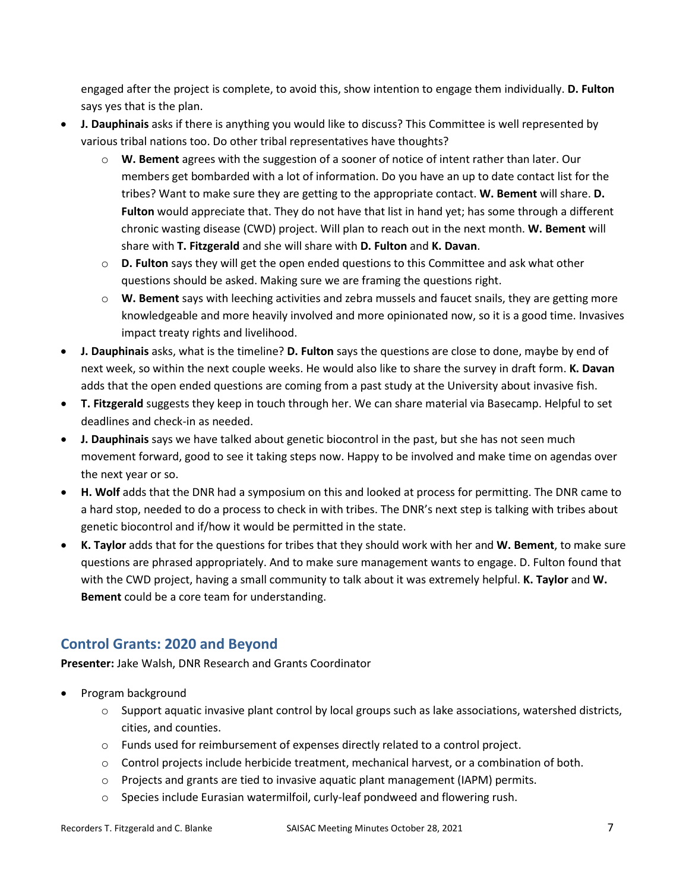engaged after the project is complete, to avoid this, show intention to engage them individually. **D. Fulton** says yes that is the plan.

- **J. Dauphinais** asks if there is anything you would like to discuss? This Committee is well represented by various tribal nations too. Do other tribal representatives have thoughts?
  - **W. Bement** agrees with the suggestion of a sooner of notice of intent rather than later. Our members get bombarded with a lot of information. Do you have an up to date contact list for the tribes? Want to make sure they are getting to the appropriate contact. **W. Bement** will share. **D. Fulton** would appreciate that. They do not have that list in hand yet; has some through a different chronic wasting disease (CWD) project. Will plan to reach out in the next month. **W. Bement** will share with **T. Fitzgerald** and she will share with **D. Fulton** and **K. Davan**.
  - **D. Fulton** says they will get the open ended questions to this Committee and ask what other questions should be asked. Making sure we are framing the questions right.
  - **W. Bement** says with leeching activities and zebra mussels and faucet snails, they are getting more knowledgeable and more heavily involved and more opinionated now, so it is a good time. Invasives impact treaty rights and livelihood.
- **J. Dauphinais** asks, what is the timeline? **D. Fulton** says the questions are close to done, maybe by end of next week, so within the next couple weeks. He would also like to share the survey in draft form. **K. Davan** adds that the open ended questions are coming from a past study at the University about invasive fish.
- **T. Fitzgerald** suggests they keep in touch through her. We can share material via Basecamp. Helpful to set deadlines and check-in as needed.
- **J. Dauphinais** says we have talked about genetic biocontrol in the past, but she has not seen much movement forward, good to see it taking steps now. Happy to be involved and make time on agendas over the next year or so.
- **H. Wolf** adds that the DNR had a symposium on this and looked at process for permitting. The DNR came to a hard stop, needed to do a process to check in with tribes. The DNR's next step is talking with tribes about genetic biocontrol and if/how it would be permitted in the state.
- **K. Taylor** adds that for the questions for tribes that they should work with her and **W. Bement**, to make sure questions are phrased appropriately. And to make sure management wants to engage. D. Fulton found that with the CWD project, having a small community to talk about it was extremely helpful. **K. Taylor** and **W. Bement** could be a core team for understanding.

## Control Grants: 2020 and Beyond

**Presenter:** Jake Walsh, DNR Research and Grants Coordinator

- Program background
  - Support aquatic invasive plant control by local groups such as lake associations, watershed districts, cities, and counties.
  - Funds used for reimbursement of expenses directly related to a control project.
  - Control projects include herbicide treatment, mechanical harvest, or a combination of both.
  - Projects and grants are tied to invasive aquatic plant management (IAPM) permits.
  - Species include Eurasian watermilfoil, curly-leaf pondweed and flowering rush.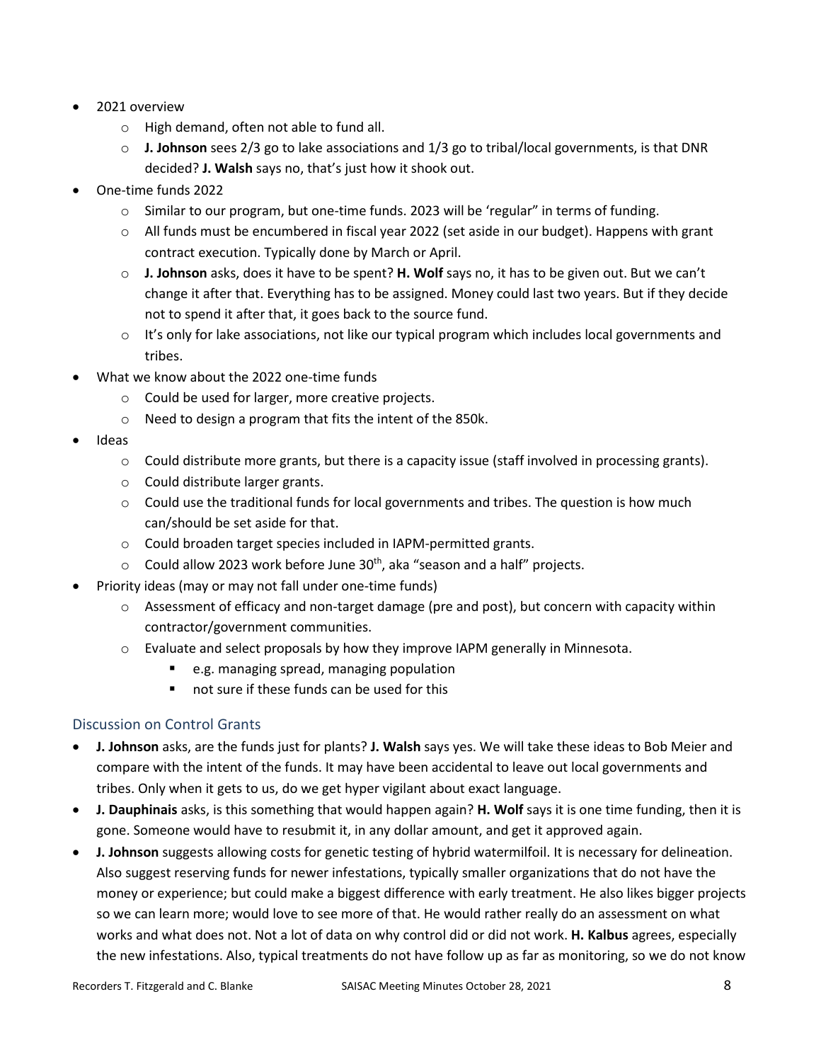- 2021 overview
  - High demand, often not able to fund all.
  - **J. Johnson** sees 2/3 go to lake associations and 1/3 go to tribal/local governments, is that DNR decided? **J. Walsh** says no, that's just how it shook out.
- One-time funds 2022
  - Similar to our program, but one-time funds. 2023 will be 'regular" in terms of funding.
  - All funds must be encumbered in fiscal year 2022 (set aside in our budget). Happens with grant contract execution. Typically done by March or April.
  - **J. Johnson** asks, does it have to be spent? **H. Wolf** says no, it has to be given out. But we can't change it after that. Everything has to be assigned. Money could last two years. But if they decide not to spend it after that, it goes back to the source fund.
  - It's only for lake associations, not like our typical program which includes local governments and tribes.
- What we know about the 2022 one-time funds
  - Could be used for larger, more creative projects.
  - Need to design a program that fits the intent of the 850k.
- Ideas
  - Could distribute more grants, but there is a capacity issue (staff involved in processing grants).
  - Could distribute larger grants.
  - Could use the traditional funds for local governments and tribes. The question is how much can/should be set aside for that.
  - Could broaden target species included in IAPM-permitted grants.
  - Could allow 2023 work before June 30th, aka "season and a half" projects.
- Priority ideas (may or may not fall under one-time funds)
  - Assessment of efficacy and non-target damage (pre and post), but concern with capacity within contractor/government communities.
  - Evaluate and select proposals by how they improve IAPM generally in Minnesota.
    - e.g. managing spread, managing population
    - not sure if these funds can be used for this

## Discussion on Control Grants

- **J. Johnson** asks, are the funds just for plants? **J. Walsh** says yes. We will take these ideas to Bob Meier and compare with the intent of the funds. It may have been accidental to leave out local governments and tribes. Only when it gets to us, do we get hyper vigilant about exact language.
- **J. Dauphinais** asks, is this something that would happen again? **H. Wolf** says it is one time funding, then it is gone. Someone would have to resubmit it, in any dollar amount, and get it approved again.
- **J. Johnson** suggests allowing costs for genetic testing of hybrid watermilfoil. It is necessary for delineation. Also suggest reserving funds for newer infestations, typically smaller organizations that do not have the money or experience; but could make a biggest difference with early treatment. He also likes bigger projects so we can learn more; would love to see more of that. He would rather really do an assessment on what works and what does not. Not a lot of data on why control did or did not work. **H. Kalbus** agrees, especially the new infestations. Also, typical treatments do not have follow up as far as monitoring, so we do not know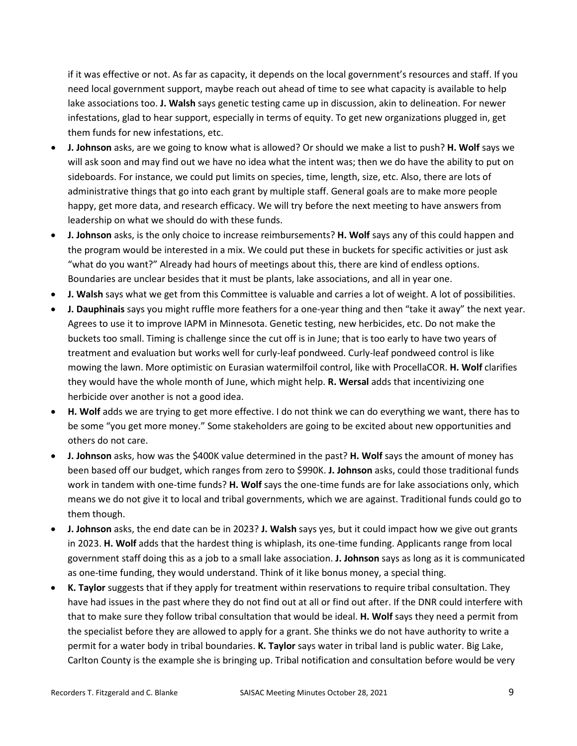if it was effective or not. As far as capacity, it depends on the local government's resources and staff. If you need local government support, maybe reach out ahead of time to see what capacity is available to help lake associations too. **J. Walsh** says genetic testing came up in discussion, akin to delineation. For newer infestations, glad to hear support, especially in terms of equity. To get new organizations plugged in, get them funds for new infestations, etc.

- **J. Johnson** asks, are we going to know what is allowed? Or should we make a list to push? **H. Wolf** says we will ask soon and may find out we have no idea what the intent was; then we do have the ability to put on sideboards. For instance, we could put limits on species, time, length, size, etc. Also, there are lots of administrative things that go into each grant by multiple staff. General goals are to make more people happy, get more data, and research efficacy. We will try before the next meeting to have answers from leadership on what we should do with these funds.
- **J. Johnson** asks, is the only choice to increase reimbursements? **H. Wolf** says any of this could happen and the program would be interested in a mix. We could put these in buckets for specific activities or just ask "what do you want?" Already had hours of meetings about this, there are kind of endless options. Boundaries are unclear besides that it must be plants, lake associations, and all in year one.
- **J. Walsh** says what we get from this Committee is valuable and carries a lot of weight. A lot of possibilities.
- **J. Dauphinais** says you might ruffle more feathers for a one-year thing and then "take it away" the next year. Agrees to use it to improve IAPM in Minnesota. Genetic testing, new herbicides, etc. Do not make the buckets too small. Timing is challenge since the cut off is in June; that is too early to have two years of treatment and evaluation but works well for curly-leaf pondweed. Curly-leaf pondweed control is like mowing the lawn. More optimistic on Eurasian watermilfoil control, like with ProcellaCOR. **H. Wolf** clarifies they would have the whole month of June, which might help. **R. Wersal** adds that incentivizing one herbicide over another is not a good idea.
- **H. Wolf** adds we are trying to get more effective. I do not think we can do everything we want, there has to be some "you get more money." Some stakeholders are going to be excited about new opportunities and others do not care.
- **J. Johnson** asks, how was the $400K value determined in the past? **H. Wolf** says the amount of money has been based off our budget, which ranges from zero to $990K. **J. Johnson** asks, could those traditional funds work in tandem with one-time funds? **H. Wolf** says the one-time funds are for lake associations only, which means we do not give it to local and tribal governments, which we are against. Traditional funds could go to them though.
- **J. Johnson** asks, the end date can be in 2023? **J. Walsh** says yes, but it could impact how we give out grants in 2023. **H. Wolf** adds that the hardest thing is whiplash, its one-time funding. Applicants range from local government staff doing this as a job to a small lake association. **J. Johnson** says as long as it is communicated as one-time funding, they would understand. Think of it like bonus money, a special thing.
- **K. Taylor** suggests that if they apply for treatment within reservations to require tribal consultation. They have had issues in the past where they do not find out at all or find out after. If the DNR could interfere with that to make sure they follow tribal consultation that would be ideal. **H. Wolf** says they need a permit from the specialist before they are allowed to apply for a grant. She thinks we do not have authority to write a permit for a water body in tribal boundaries. **K. Taylor** says water in tribal land is public water. Big Lake, Carlton County is the example she is bringing up. Tribal notification and consultation before would be very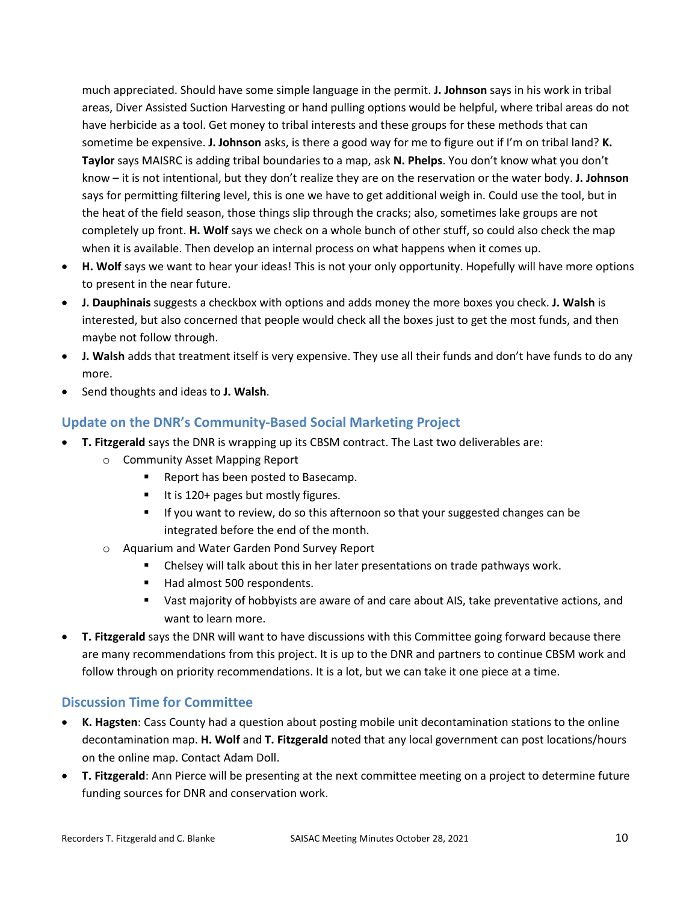much appreciated. Should have some simple language in the permit. **J. Johnson** says in his work in tribal areas, Diver Assisted Suction Harvesting or hand pulling options would be helpful, where tribal areas do not have herbicide as a tool. Get money to tribal interests and these groups for these methods that can sometime be expensive. **J. Johnson** asks, is there a good way for me to figure out if I'm on tribal land? **K. Taylor** says MAISRC is adding tribal boundaries to a map, ask **N. Phelps**. You don't know what you don't know – it is not intentional, but they don't realize they are on the reservation or the water body. **J. Johnson** says for permitting filtering level, this is one we have to get additional weigh in. Could use the tool, but in the heat of the field season, those things slip through the cracks; also, sometimes lake groups are not completely up front. **H. Wolf** says we check on a whole bunch of other stuff, so could also check the map when it is available. Then develop an internal process on what happens when it comes up.

- **H. Wolf** says we want to hear your ideas! This is not your only opportunity. Hopefully will have more options to present in the near future.
- **J. Dauphinais** suggests a checkbox with options and adds money the more boxes you check. **J. Walsh** is interested, but also concerned that people would check all the boxes just to get the most funds, and then maybe not follow through.
- **J. Walsh** adds that treatment itself is very expensive. They use all their funds and don't have funds to do any more.
- Send thoughts and ideas to **J. Walsh**.

## Update on the DNR's Community-Based Social Marketing Project

- **T. Fitzgerald** says the DNR is wrapping up its CBSM contract. The Last two deliverables are:
  - Community Asset Mapping Report
    - Report has been posted to Basecamp.
    - It is 120+ pages but mostly figures.
    - If you want to review, do so this afternoon so that your suggested changes can be integrated before the end of the month.
  - Aquarium and Water Garden Pond Survey Report
    - Chelsey will talk about this in her later presentations on trade pathways work.
    - Had almost 500 respondents.
    - Vast majority of hobbyists are aware of and care about AIS, take preventative actions, and want to learn more.
- **T. Fitzgerald** says the DNR will want to have discussions with this Committee going forward because there are many recommendations from this project. It is up to the DNR and partners to continue CBSM work and follow through on priority recommendations. It is a lot, but we can take it one piece at a time.

## Discussion Time for Committee

- **K. Hagsten**: Cass County had a question about posting mobile unit decontamination stations to the online decontamination map. **H. Wolf** and **T. Fitzgerald** noted that any local government can post locations/hours on the online map. Contact Adam Doll.
- **T. Fitzgerald**: Ann Pierce will be presenting at the next committee meeting on a project to determine future funding sources for DNR and conservation work.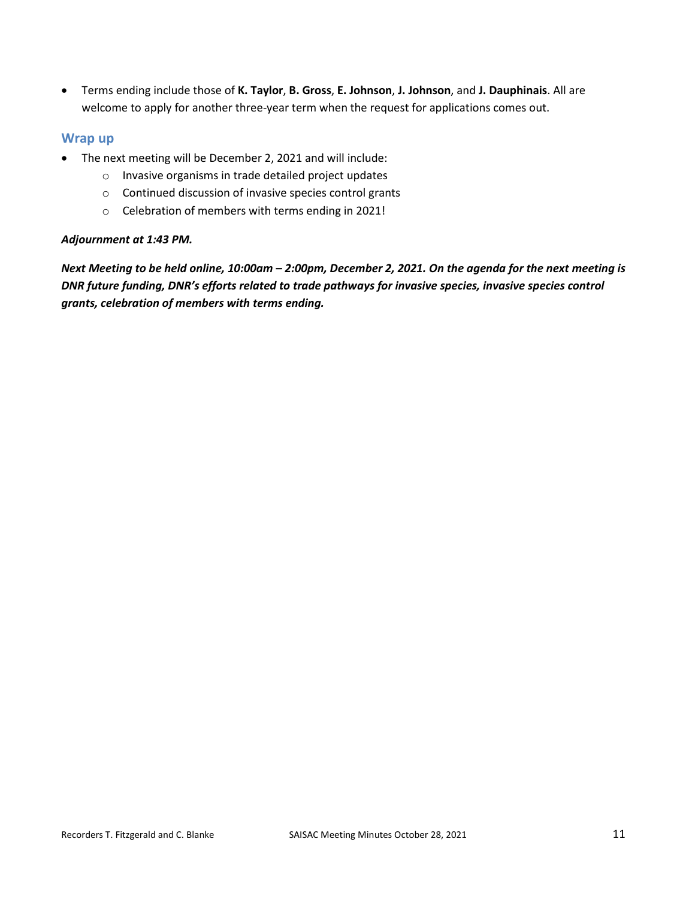- Terms ending include those of **K. Taylor**, **B. Gross**, **E. Johnson**, **J. Johnson**, and **J. Dauphinais**. All are welcome to apply for another three-year term when the request for applications comes out.

## Wrap up

- The next meeting will be December 2, 2021 and will include:
  - Invasive organisms in trade detailed project updates
  - Continued discussion of invasive species control grants
  - Celebration of members with terms ending in 2021!

***Adjournment at 1:43 PM.***

***Next Meeting to be held online, 10:00am – 2:00pm, December 2, 2021. On the agenda for the next meeting is DNR future funding, DNR's efforts related to trade pathways for invasive species, invasive species control grants, celebration of members with terms ending.***